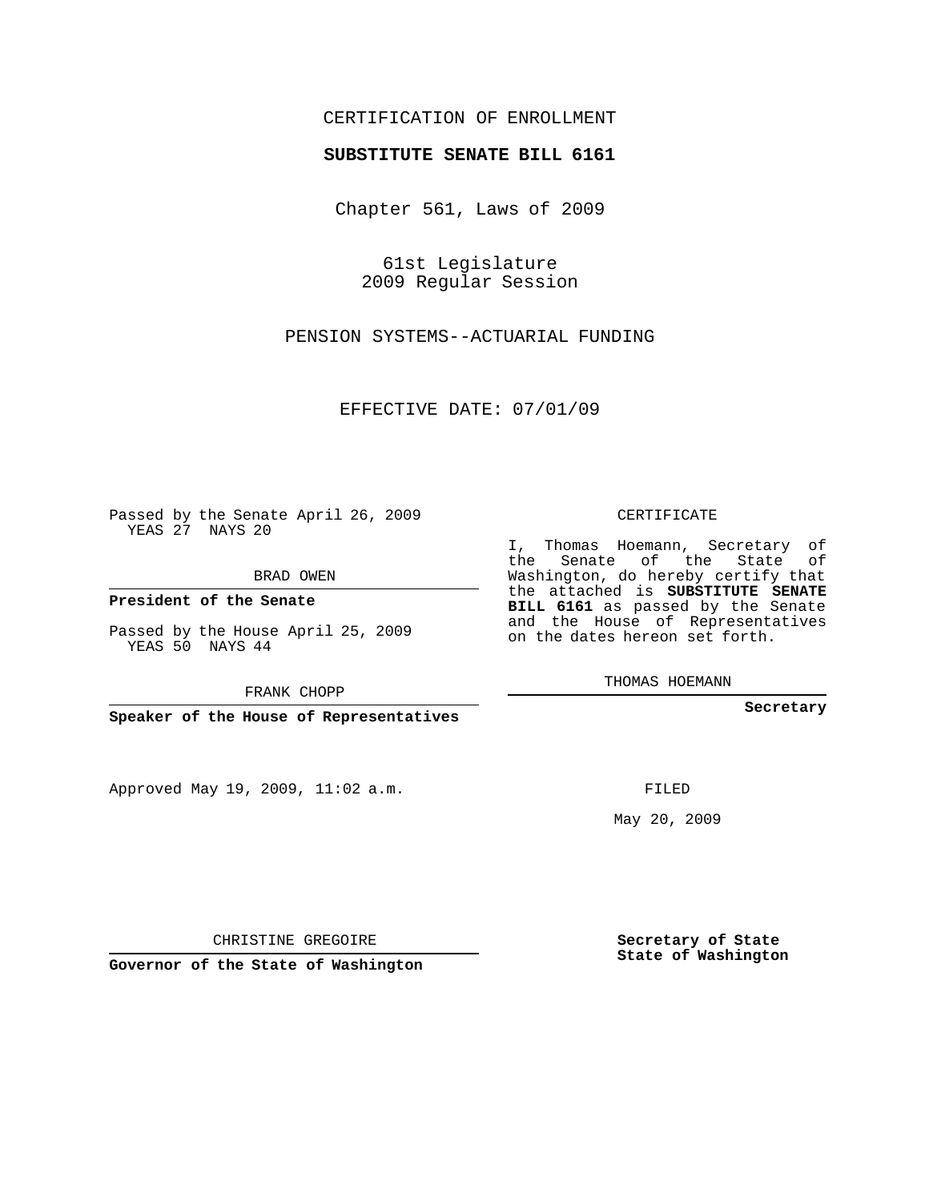CERTIFICATION OF ENROLLMENT

**SUBSTITUTE SENATE BILL 6161**

Chapter 561, Laws of 2009

61st Legislature
2009 Regular Session

PENSION SYSTEMS--ACTUARIAL FUNDING

EFFECTIVE DATE: 07/01/09

Passed by the Senate April 26, 2009
YEAS 27 NAYS 20

BRAD OWEN

**President of the Senate**

Passed by the House April 25, 2009
YEAS 50 NAYS 44

FRANK CHOPP

**Speaker of the House of Representatives**

CERTIFICATE

I, Thomas Hoemann, Secretary of the Senate of the State of Washington, do hereby certify that the attached is **SUBSTITUTE SENATE BILL 6161** as passed by the Senate and the House of Representatives on the dates hereon set forth.

THOMAS HOEMANN

**Secretary**

Approved May 19, 2009, 11:02 a.m.

FILED

May 20, 2009

CHRISTINE GREGOIRE

**Governor of the State of Washington**

**Secretary of State**
**State of Washington**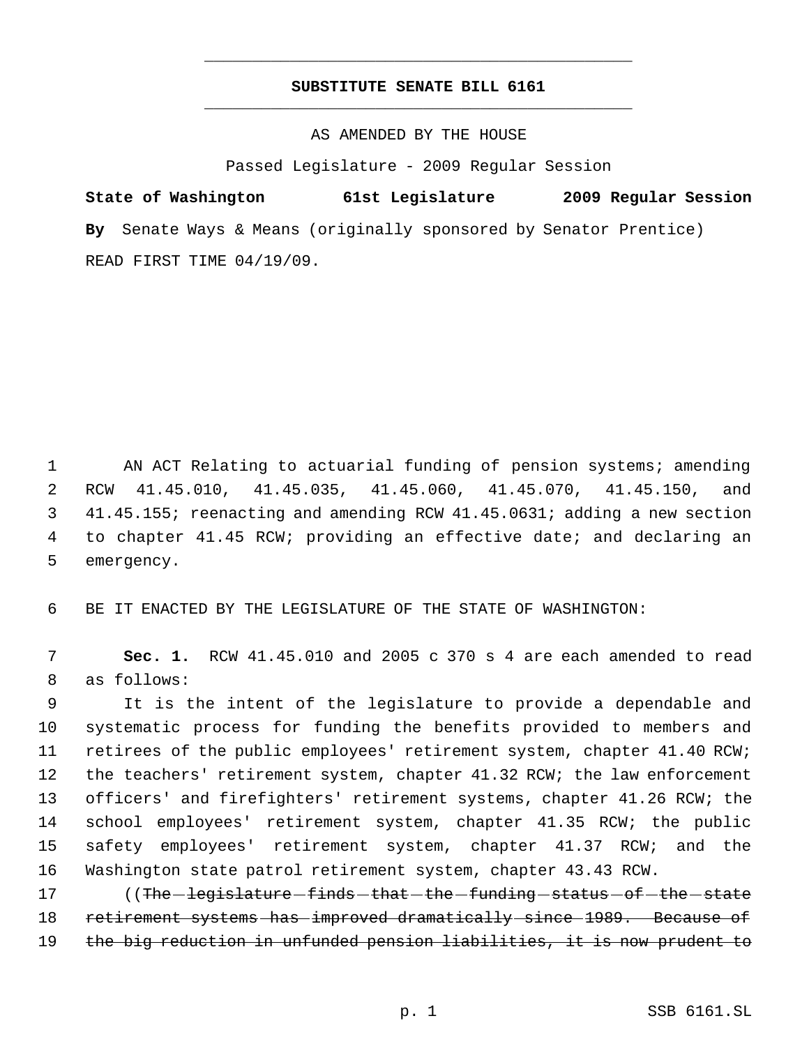# SUBSTITUTE SENATE BILL 6161

AS AMENDED BY THE HOUSE

Passed Legislature - 2009 Regular Session

**State of Washington 61st Legislature 2009 Regular Session**

**By** Senate Ways & Means (originally sponsored by Senator Prentice)

READ FIRST TIME 04/19/09.

1 AN ACT Relating to actuarial funding of pension systems; amending
2 RCW 41.45.010, 41.45.035, 41.45.060, 41.45.070, 41.45.150, and
3 41.45.155; reenacting and amending RCW 41.45.0631; adding a new section
4 to chapter 41.45 RCW; providing an effective date; and declaring an
5 emergency.

6 BE IT ENACTED BY THE LEGISLATURE OF THE STATE OF WASHINGTON:

7 **Sec. 1.** RCW 41.45.010 and 2005 c 370 s 4 are each amended to read
8 as follows:

9 It is the intent of the legislature to provide a dependable and
10 systematic process for funding the benefits provided to members and
11 retirees of the public employees' retirement system, chapter 41.40 RCW;
12 the teachers' retirement system, chapter 41.32 RCW; the law enforcement
13 officers' and firefighters' retirement systems, chapter 41.26 RCW; the
14 school employees' retirement system, chapter 41.35 RCW; the public
15 safety employees' retirement system, chapter 41.37 RCW; and the
16 Washington state patrol retirement system, chapter 43.43 RCW.

17 ((~~The legislature finds that the funding status of the state~~
18 ~~retirement systems has improved dramatically since 1989. Because of~~
19 ~~the big reduction in unfunded pension liabilities, it is now prudent to~~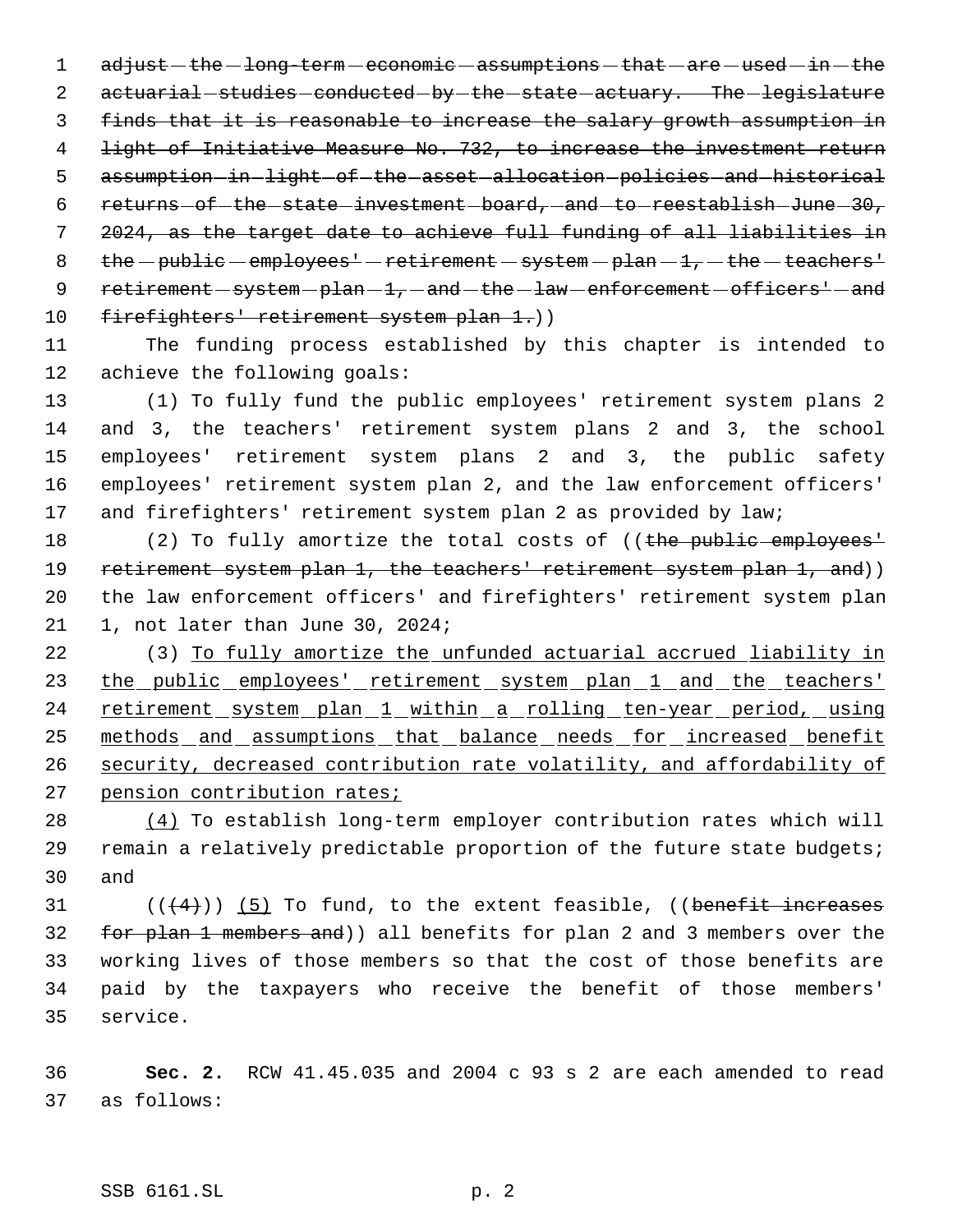~~adjust the long-term economic assumptions that are used in the actuarial studies conducted by the state actuary. The legislature finds that it is reasonable to increase the salary growth assumption in light of Initiative Measure No. 732, to increase the investment return assumption in light of the asset allocation policies and historical returns of the state investment board, and to reestablish June 30, 2024, as the target date to achieve full funding of all liabilities in the public employees' retirement system plan 1, the teachers' retirement system plan 1, and the law enforcement officers' and firefighters' retirement system plan 1.~~))

The funding process established by this chapter is intended to achieve the following goals:

(1) To fully fund the public employees' retirement system plans 2 and 3, the teachers' retirement system plans 2 and 3, the school employees' retirement system plans 2 and 3, the public safety employees' retirement system plan 2, and the law enforcement officers' and firefighters' retirement system plan 2 as provided by law;

(2) To fully amortize the total costs of ((~~the public employees' retirement system plan 1, the teachers' retirement system plan 1, and~~)) the law enforcement officers' and firefighters' retirement system plan 1, not later than June 30, 2024;

(3) <u>To fully amortize the unfunded actuarial accrued liability in the public employees' retirement system plan 1 and the teachers' retirement system plan 1 within a rolling ten-year period, using methods and assumptions that balance needs for increased benefit security, decreased contribution rate volatility, and affordability of pension contribution rates;</u>

<u>(4)</u> To establish long-term employer contribution rates which will remain a relatively predictable proportion of the future state budgets; and

((~~(4)~~)) <u>(5)</u> To fund, to the extent feasible, ((~~benefit increases for plan 1 members and~~)) all benefits for plan 2 and 3 members over the working lives of those members so that the cost of those benefits are paid by the taxpayers who receive the benefit of those members' service.

**Sec. 2.** RCW 41.45.035 and 2004 c 93 s 2 are each amended to read as follows: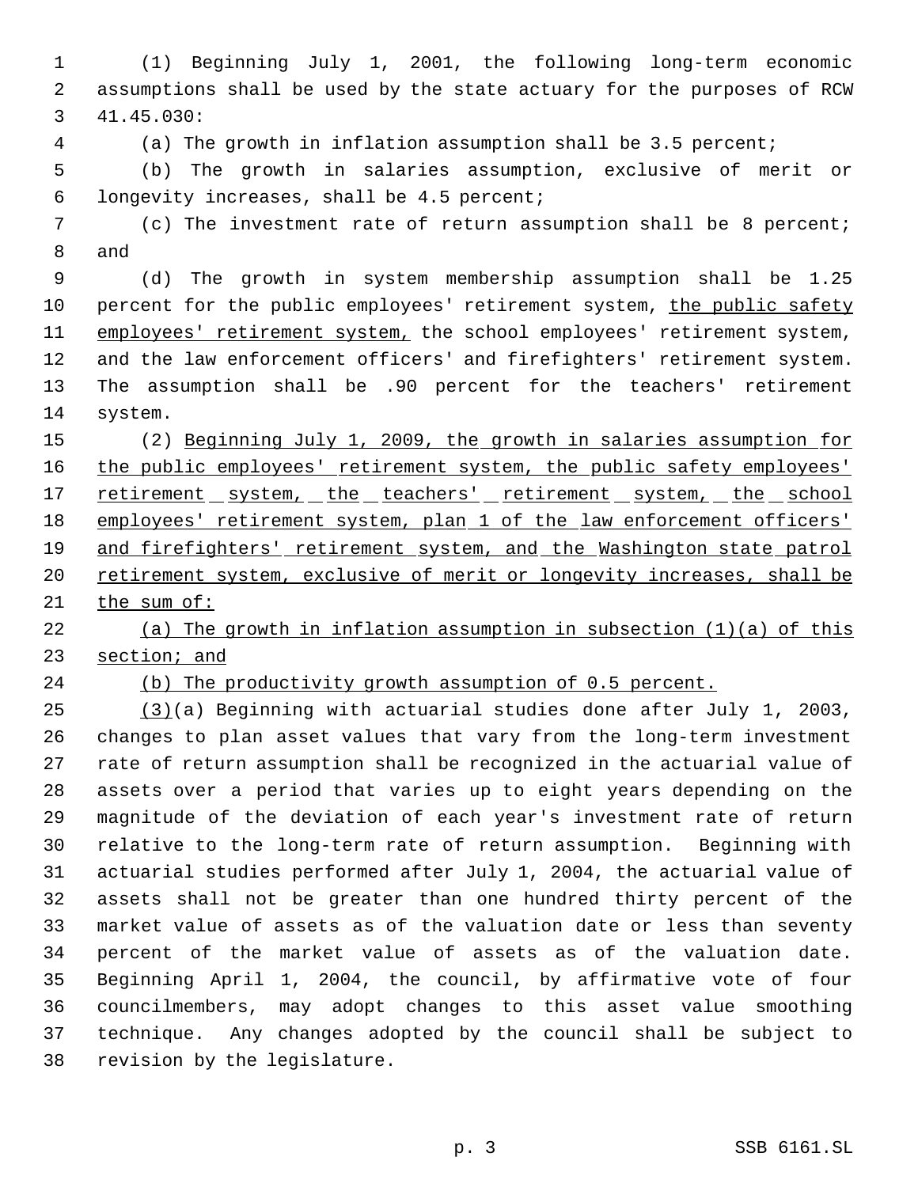(1) Beginning July 1, 2001, the following long-term economic assumptions shall be used by the state actuary for the purposes of RCW 41.45.030:

(a) The growth in inflation assumption shall be 3.5 percent;

(b) The growth in salaries assumption, exclusive of merit or longevity increases, shall be 4.5 percent;

(c) The investment rate of return assumption shall be 8 percent; and

(d) The growth in system membership assumption shall be 1.25 percent for the public employees' retirement system, the public safety employees' retirement system, the school employees' retirement system, and the law enforcement officers' and firefighters' retirement system. The assumption shall be .90 percent for the teachers' retirement system.

(2) Beginning July 1, 2009, the growth in salaries assumption for the public employees' retirement system, the public safety employees' retirement system, the teachers' retirement system, the school employees' retirement system, plan 1 of the law enforcement officers' and firefighters' retirement system, and the Washington state patrol retirement system, exclusive of merit or longevity increases, shall be the sum of:

(a) The growth in inflation assumption in subsection (1)(a) of this section; and

(b) The productivity growth assumption of 0.5 percent.

(3)(a) Beginning with actuarial studies done after July 1, 2003, changes to plan asset values that vary from the long-term investment rate of return assumption shall be recognized in the actuarial value of assets over a period that varies up to eight years depending on the magnitude of the deviation of each year's investment rate of return relative to the long-term rate of return assumption. Beginning with actuarial studies performed after July 1, 2004, the actuarial value of assets shall not be greater than one hundred thirty percent of the market value of assets as of the valuation date or less than seventy percent of the market value of assets as of the valuation date. Beginning April 1, 2004, the council, by affirmative vote of four councilmembers, may adopt changes to this asset value smoothing technique. Any changes adopted by the council shall be subject to revision by the legislature.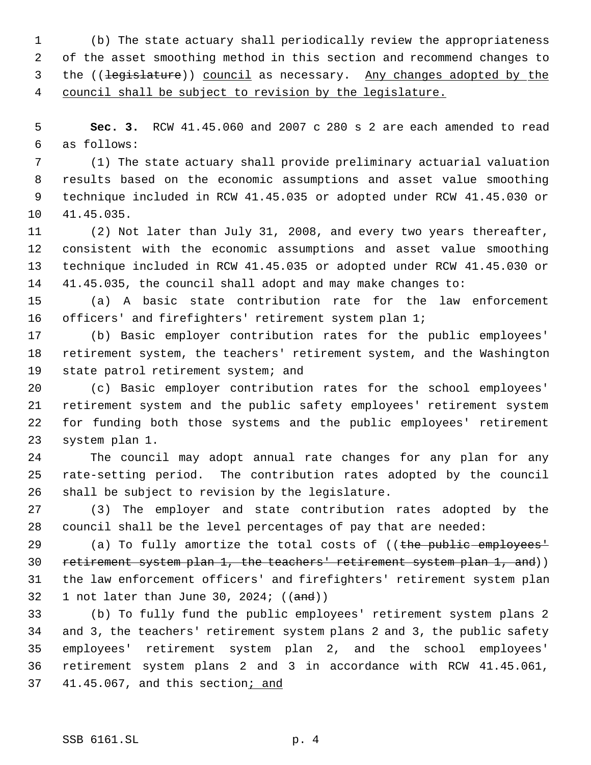(b) The state actuary shall periodically review the appropriateness of the asset smoothing method in this section and recommend changes to the ((~~legislature~~)) <u>council</u> as necessary. <u>Any changes adopted by the council shall be subject to revision by the legislature.</u>

**Sec. 3.** RCW 41.45.060 and 2007 c 280 s 2 are each amended to read as follows:

(1) The state actuary shall provide preliminary actuarial valuation results based on the economic assumptions and asset value smoothing technique included in RCW 41.45.035 or adopted under RCW 41.45.030 or 41.45.035.

(2) Not later than July 31, 2008, and every two years thereafter, consistent with the economic assumptions and asset value smoothing technique included in RCW 41.45.035 or adopted under RCW 41.45.030 or 41.45.035, the council shall adopt and may make changes to:

(a) A basic state contribution rate for the law enforcement officers' and firefighters' retirement system plan 1;

(b) Basic employer contribution rates for the public employees' retirement system, the teachers' retirement system, and the Washington state patrol retirement system; and

(c) Basic employer contribution rates for the school employees' retirement system and the public safety employees' retirement system for funding both those systems and the public employees' retirement system plan 1.

The council may adopt annual rate changes for any plan for any rate-setting period. The contribution rates adopted by the council shall be subject to revision by the legislature.

(3) The employer and state contribution rates adopted by the council shall be the level percentages of pay that are needed:

(a) To fully amortize the total costs of ((~~the public employees' retirement system plan 1, the teachers' retirement system plan 1, and~~)) the law enforcement officers' and firefighters' retirement system plan 1 not later than June 30, 2024; ((~~and~~))

(b) To fully fund the public employees' retirement system plans 2 and 3, the teachers' retirement system plans 2 and 3, the public safety employees' retirement system plan 2, and the school employees' retirement system plans 2 and 3 in accordance with RCW 41.45.061, 41.45.067, and this section<u>; and</u>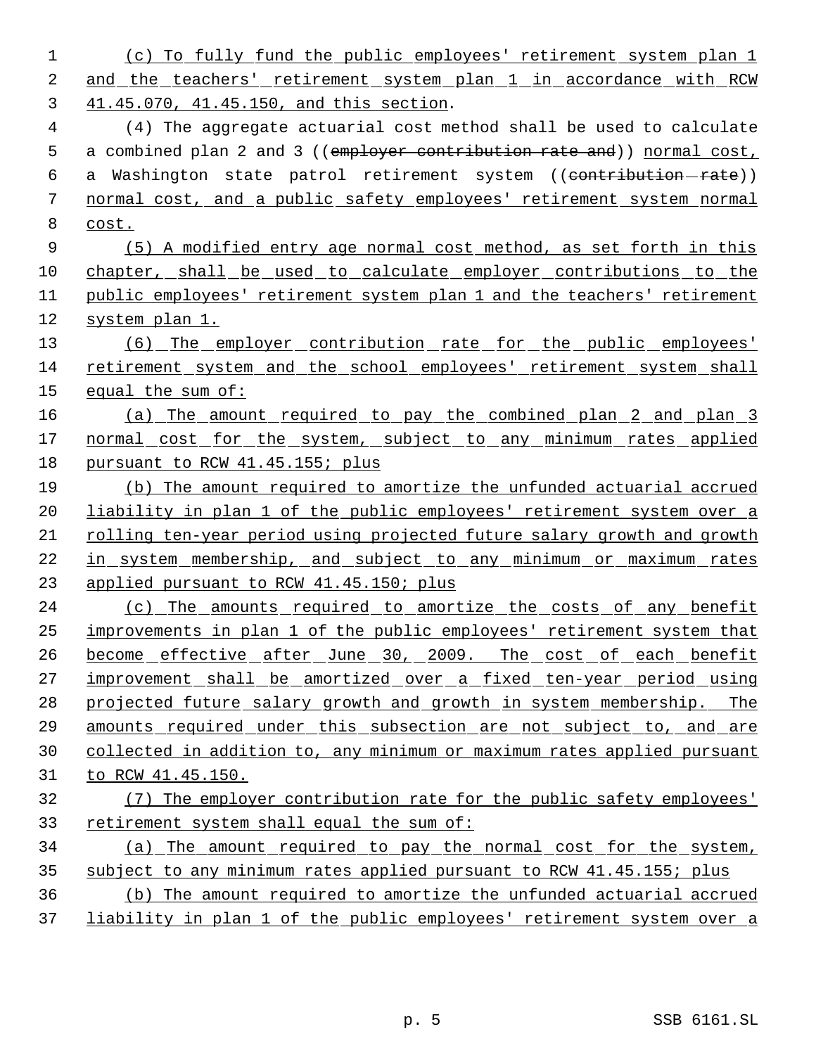(c) To fully fund the public employees' retirement system plan 1 and the teachers' retirement system plan 1 in accordance with RCW 41.45.070, 41.45.150, and this section.

(4) The aggregate actuarial cost method shall be used to calculate a combined plan 2 and 3 ((~~employer contribution rate and~~)) normal cost, a Washington state patrol retirement system ((~~contribution rate~~)) normal cost, and a public safety employees' retirement system normal cost.

(5) A modified entry age normal cost method, as set forth in this chapter, shall be used to calculate employer contributions to the public employees' retirement system plan 1 and the teachers' retirement system plan 1.

(6) The employer contribution rate for the public employees' retirement system and the school employees' retirement system shall equal the sum of:

(a) The amount required to pay the combined plan 2 and plan 3 normal cost for the system, subject to any minimum rates applied pursuant to RCW 41.45.155; plus

(b) The amount required to amortize the unfunded actuarial accrued liability in plan 1 of the public employees' retirement system over a rolling ten-year period using projected future salary growth and growth in system membership, and subject to any minimum or maximum rates applied pursuant to RCW 41.45.150; plus

(c) The amounts required to amortize the costs of any benefit improvements in plan 1 of the public employees' retirement system that become effective after June 30, 2009. The cost of each benefit improvement shall be amortized over a fixed ten-year period using projected future salary growth and growth in system membership. The amounts required under this subsection are not subject to, and are collected in addition to, any minimum or maximum rates applied pursuant to RCW 41.45.150.

(7) The employer contribution rate for the public safety employees' retirement system shall equal the sum of:

(a) The amount required to pay the normal cost for the system, subject to any minimum rates applied pursuant to RCW 41.45.155; plus

(b) The amount required to amortize the unfunded actuarial accrued liability in plan 1 of the public employees' retirement system over a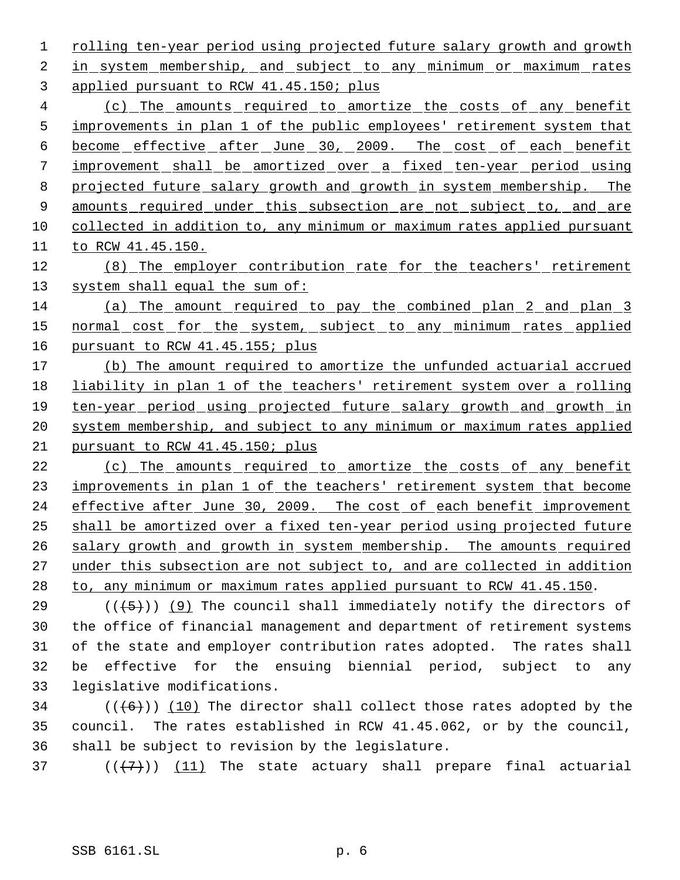rolling ten-year period using projected future salary growth and growth in system membership, and subject to any minimum or maximum rates applied pursuant to RCW 41.45.150; plus

(c) The amounts required to amortize the costs of any benefit improvements in plan 1 of the public employees' retirement system that become effective after June 30, 2009. The cost of each benefit improvement shall be amortized over a fixed ten-year period using projected future salary growth and growth in system membership. The amounts required under this subsection are not subject to, and are collected in addition to, any minimum or maximum rates applied pursuant to RCW 41.45.150.

(8) The employer contribution rate for the teachers' retirement system shall equal the sum of:

(a) The amount required to pay the combined plan 2 and plan 3 normal cost for the system, subject to any minimum rates applied pursuant to RCW 41.45.155; plus

(b) The amount required to amortize the unfunded actuarial accrued liability in plan 1 of the teachers' retirement system over a rolling ten-year period using projected future salary growth and growth in system membership, and subject to any minimum or maximum rates applied pursuant to RCW 41.45.150; plus

(c) The amounts required to amortize the costs of any benefit improvements in plan 1 of the teachers' retirement system that become effective after June 30, 2009. The cost of each benefit improvement shall be amortized over a fixed ten-year period using projected future salary growth and growth in system membership. The amounts required under this subsection are not subject to, and are collected in addition to, any minimum or maximum rates applied pursuant to RCW 41.45.150.

(((5))) (9) The council shall immediately notify the directors of the office of financial management and department of retirement systems of the state and employer contribution rates adopted. The rates shall be effective for the ensuing biennial period, subject to any legislative modifications.

(((6))) (10) The director shall collect those rates adopted by the council. The rates established in RCW 41.45.062, or by the council, shall be subject to revision by the legislature.

(((7))) (11) The state actuary shall prepare final actuarial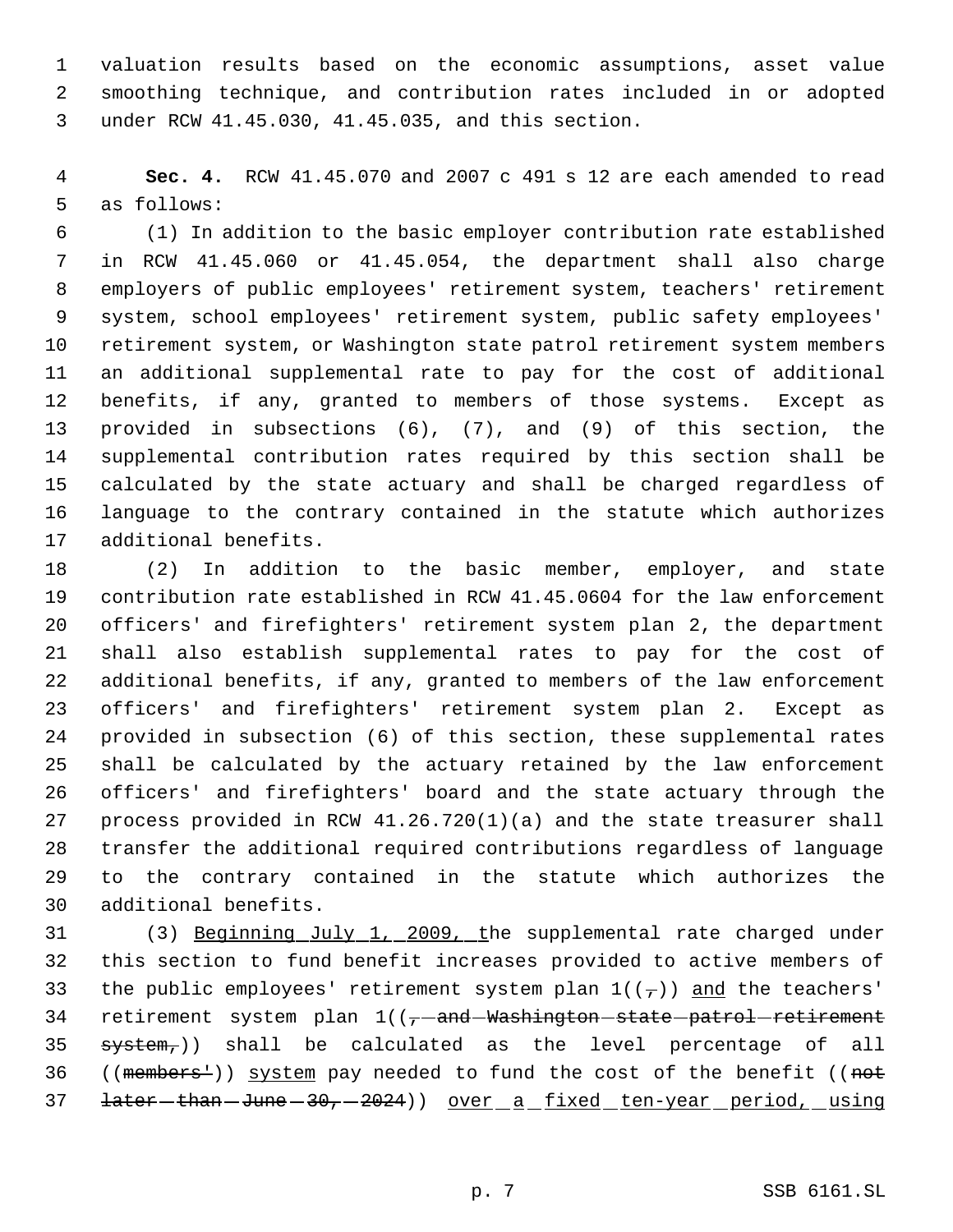valuation results based on the economic assumptions, asset value smoothing technique, and contribution rates included in or adopted under RCW 41.45.030, 41.45.035, and this section.

**Sec. 4.** RCW 41.45.070 and 2007 c 491 s 12 are each amended to read as follows:

(1) In addition to the basic employer contribution rate established in RCW 41.45.060 or 41.45.054, the department shall also charge employers of public employees' retirement system, teachers' retirement system, school employees' retirement system, public safety employees' retirement system, or Washington state patrol retirement system members an additional supplemental rate to pay for the cost of additional benefits, if any, granted to members of those systems. Except as provided in subsections (6), (7), and (9) of this section, the supplemental contribution rates required by this section shall be calculated by the state actuary and shall be charged regardless of language to the contrary contained in the statute which authorizes additional benefits.

(2) In addition to the basic member, employer, and state contribution rate established in RCW 41.45.0604 for the law enforcement officers' and firefighters' retirement system plan 2, the department shall also establish supplemental rates to pay for the cost of additional benefits, if any, granted to members of the law enforcement officers' and firefighters' retirement system plan 2. Except as provided in subsection (6) of this section, these supplemental rates shall be calculated by the actuary retained by the law enforcement officers' and firefighters' board and the state actuary through the process provided in RCW 41.26.720(1)(a) and the state treasurer shall transfer the additional required contributions regardless of language to the contrary contained in the statute which authorizes the additional benefits.

(3) Beginning July 1, 2009, the supplemental rate charged under this section to fund benefit increases provided to active members of the public employees' retirement system plan 1((~~,~~)) and the teachers' retirement system plan 1((~~, and Washington state patrol retirement system,~~)) shall be calculated as the level percentage of all ((~~members'~~)) system pay needed to fund the cost of the benefit ((~~not later than June 30, 2024~~)) over a fixed ten-year period, using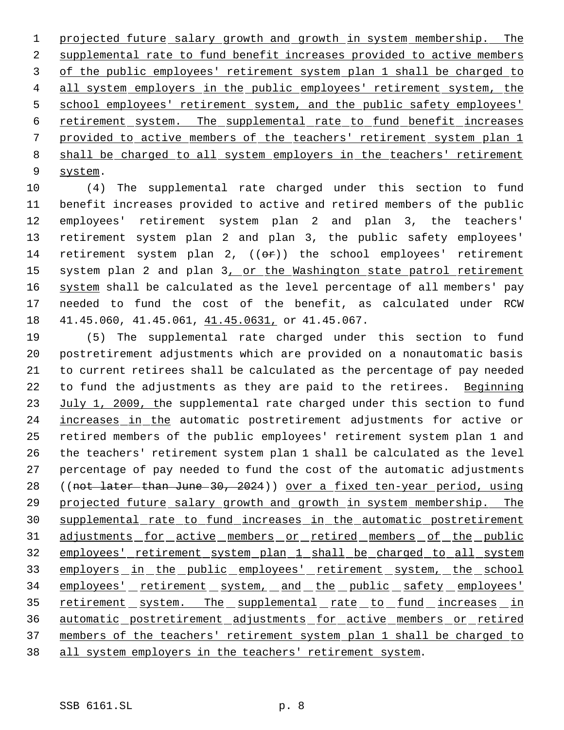projected future salary growth and growth in system membership. The supplemental rate to fund benefit increases provided to active members of the public employees' retirement system plan 1 shall be charged to all system employers in the public employees' retirement system, the school employees' retirement system, and the public safety employees' retirement system. The supplemental rate to fund benefit increases provided to active members of the teachers' retirement system plan 1 shall be charged to all system employers in the teachers' retirement system.

(4) The supplemental rate charged under this section to fund benefit increases provided to active and retired members of the public employees' retirement system plan 2 and plan 3, the teachers' retirement system plan 2 and plan 3, the public safety employees' retirement system plan 2, ((~~or~~)) the school employees' retirement system plan 2 and plan 3, or the Washington state patrol retirement system shall be calculated as the level percentage of all members' pay needed to fund the cost of the benefit, as calculated under RCW 41.45.060, 41.45.061, 41.45.0631, or 41.45.067.

(5) The supplemental rate charged under this section to fund postretirement adjustments which are provided on a nonautomatic basis to current retirees shall be calculated as the percentage of pay needed to fund the adjustments as they are paid to the retirees. Beginning July 1, 2009, the supplemental rate charged under this section to fund increases in the automatic postretirement adjustments for active or retired members of the public employees' retirement system plan 1 and the teachers' retirement system plan 1 shall be calculated as the level percentage of pay needed to fund the cost of the automatic adjustments ((~~not later than June 30, 2024~~)) over a fixed ten-year period, using projected future salary growth and growth in system membership. The supplemental rate to fund increases in the automatic postretirement adjustments for active members or retired members of the public employees' retirement system plan 1 shall be charged to all system employers in the public employees' retirement system, the school employees' retirement system, and the public safety employees' retirement system. The supplemental rate to fund increases in automatic postretirement adjustments for active members or retired members of the teachers' retirement system plan 1 shall be charged to all system employers in the teachers' retirement system.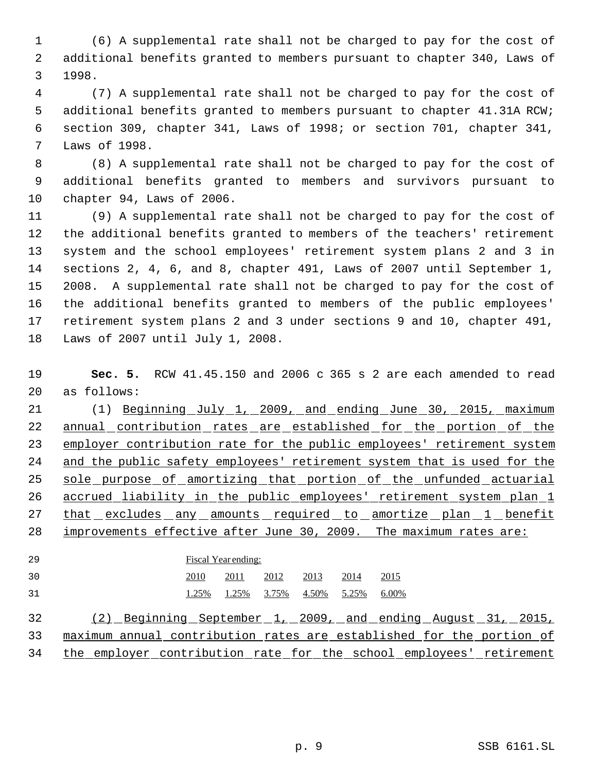(6) A supplemental rate shall not be charged to pay for the cost of additional benefits granted to members pursuant to chapter 340, Laws of 1998.

(7) A supplemental rate shall not be charged to pay for the cost of additional benefits granted to members pursuant to chapter 41.31A RCW; section 309, chapter 341, Laws of 1998; or section 701, chapter 341, Laws of 1998.

(8) A supplemental rate shall not be charged to pay for the cost of additional benefits granted to members and survivors pursuant to chapter 94, Laws of 2006.

(9) A supplemental rate shall not be charged to pay for the cost of the additional benefits granted to members of the teachers' retirement system and the school employees' retirement system plans 2 and 3 in sections 2, 4, 6, and 8, chapter 491, Laws of 2007 until September 1, 2008. A supplemental rate shall not be charged to pay for the cost of the additional benefits granted to members of the public employees' retirement system plans 2 and 3 under sections 9 and 10, chapter 491, Laws of 2007 until July 1, 2008.

**Sec. 5.** RCW 41.45.150 and 2006 c 365 s 2 are each amended to read as follows:

(1) Beginning July 1, 2009, and ending June 30, 2015, maximum annual contribution rates are established for the portion of the employer contribution rate for the public employees' retirement system and the public safety employees' retirement system that is used for the sole purpose of amortizing that portion of the unfunded actuarial accrued liability in the public employees' retirement system plan 1 that excludes any amounts required to amortize plan 1 benefit improvements effective after June 30, 2009. The maximum rates are:

| Fiscal Year ending: | | | | | |
|---|---|---|---|---|---|
| 2010 | 2011 | 2012 | 2013 | 2014 | 2015 |
| 1.25% | 1.25% | 3.75% | 4.50% | 5.25% | 6.00% |

(2) Beginning September 1, 2009, and ending August 31, 2015, maximum annual contribution rates are established for the portion of the employer contribution rate for the school employees' retirement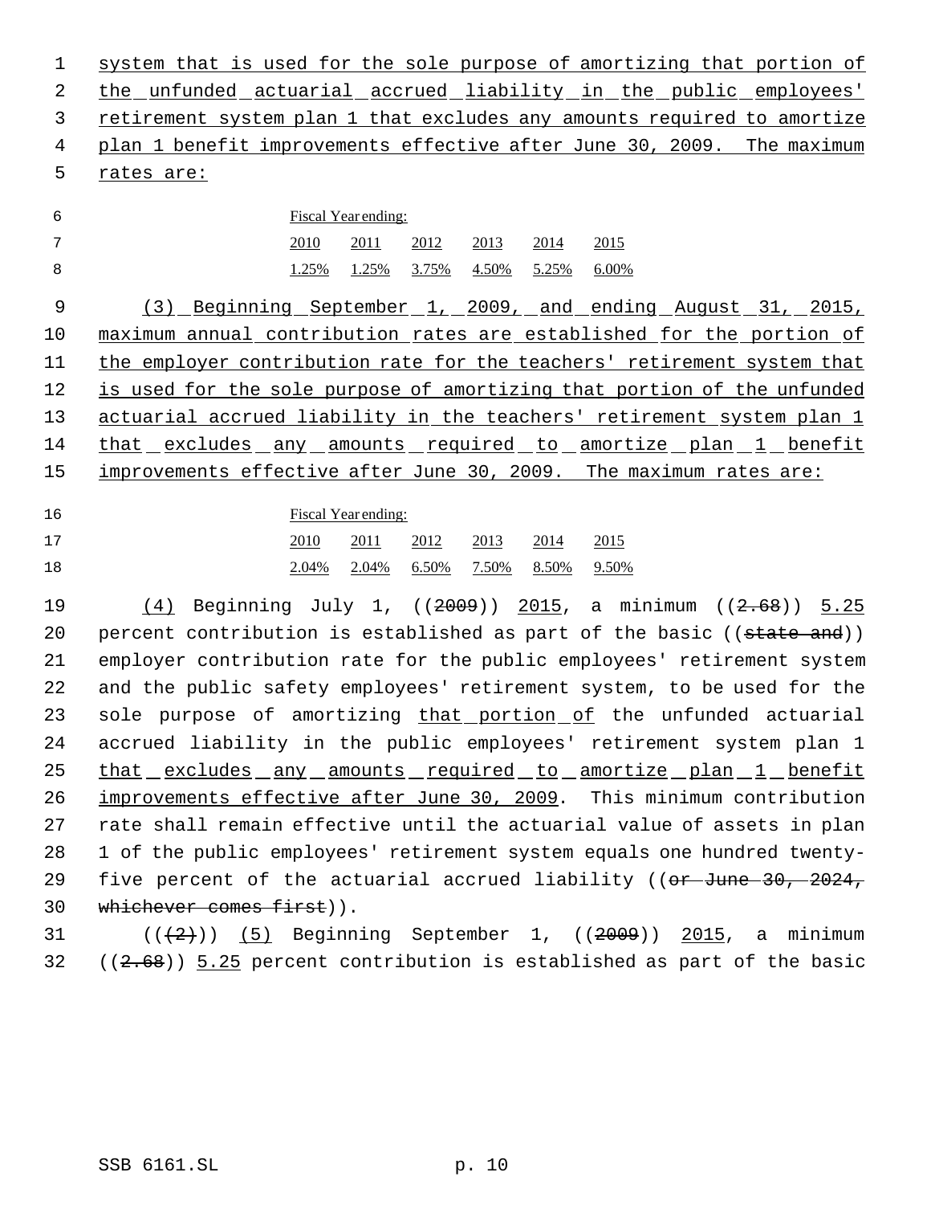system that is used for the sole purpose of amortizing that portion of the unfunded actuarial accrued liability in the public employees' retirement system plan 1 that excludes any amounts required to amortize plan 1 benefit improvements effective after June 30, 2009. The maximum rates are:

| Fiscal Year ending: | | | | | |
|---|---|---|---|---|---|
| 2010 | 2011 | 2012 | 2013 | 2014 | 2015 |
| 1.25% | 1.25% | 3.75% | 4.50% | 5.25% | 6.00% |

(3) Beginning September 1, 2009, and ending August 31, 2015, maximum annual contribution rates are established for the portion of the employer contribution rate for the teachers' retirement system that is used for the sole purpose of amortizing that portion of the unfunded actuarial accrued liability in the teachers' retirement system plan 1 that excludes any amounts required to amortize plan 1 benefit improvements effective after June 30, 2009. The maximum rates are:

| Fiscal Year ending: | | | | | |
|---|---|---|---|---|---|
| 2010 | 2011 | 2012 | 2013 | 2014 | 2015 |
| 2.04% | 2.04% | 6.50% | 7.50% | 8.50% | 9.50% |

(4) Beginning July 1, ((2009)) 2015, a minimum ((2.68)) 5.25 percent contribution is established as part of the basic ((state and)) employer contribution rate for the public employees' retirement system and the public safety employees' retirement system, to be used for the sole purpose of amortizing that portion of the unfunded actuarial accrued liability in the public employees' retirement system plan 1 that excludes any amounts required to amortize plan 1 benefit improvements effective after June 30, 2009. This minimum contribution rate shall remain effective until the actuarial value of assets in plan 1 of the public employees' retirement system equals one hundred twenty-five percent of the actuarial accrued liability ((or June 30, 2024, whichever comes first)).

(((2))) (5) Beginning September 1, ((2009)) 2015, a minimum ((2.68)) 5.25 percent contribution is established as part of the basic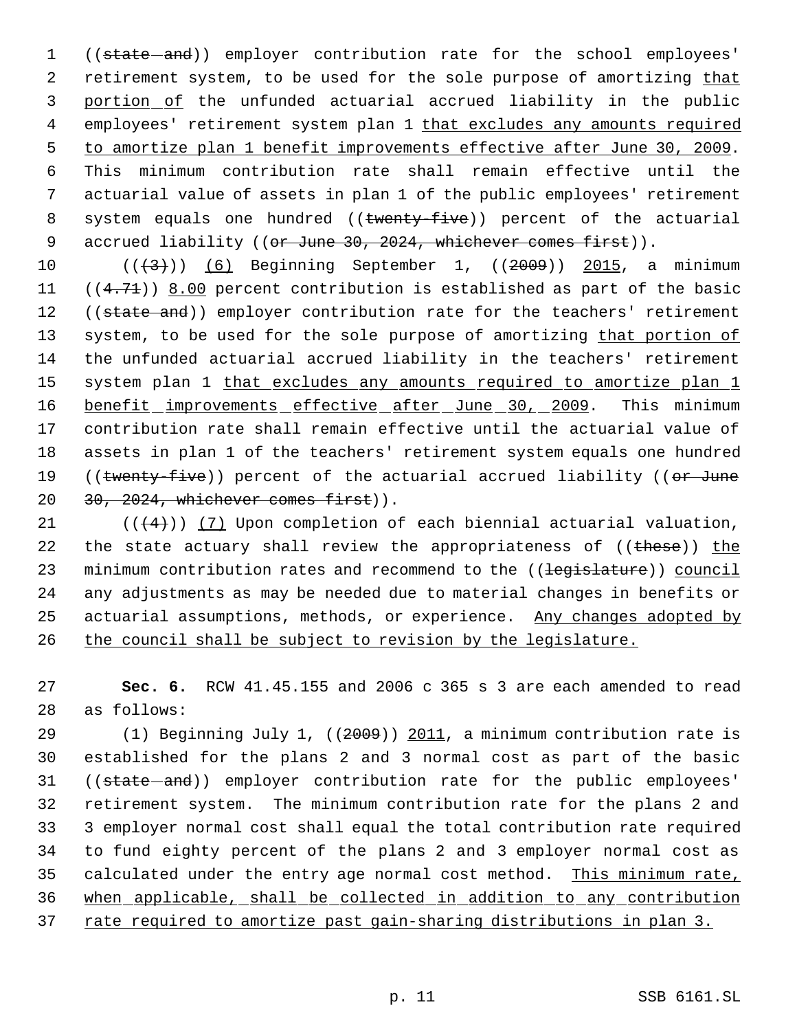((~~state and~~)) employer contribution rate for the school employees' retirement system, to be used for the sole purpose of amortizing <u>that portion of</u> the unfunded actuarial accrued liability in the public employees' retirement system plan 1 <u>that excludes any amounts required to amortize plan 1 benefit improvements effective after June 30, 2009</u>. This minimum contribution rate shall remain effective until the actuarial value of assets in plan 1 of the public employees' retirement system equals one hundred ((~~twenty-five~~)) percent of the actuarial accrued liability ((~~or June 30, 2024, whichever comes first~~)).

((~~(3)~~)) <u>(6)</u> Beginning September 1, ((~~2009~~)) <u>2015</u>, a minimum ((~~4.71~~)) <u>8.00</u> percent contribution is established as part of the basic ((~~state and~~)) employer contribution rate for the teachers' retirement system, to be used for the sole purpose of amortizing <u>that portion of</u> the unfunded actuarial accrued liability in the teachers' retirement system plan 1 <u>that excludes any amounts required to amortize plan 1 benefit improvements effective after June 30, 2009</u>. This minimum contribution rate shall remain effective until the actuarial value of assets in plan 1 of the teachers' retirement system equals one hundred ((~~twenty-five~~)) percent of the actuarial accrued liability ((~~or June 30, 2024, whichever comes first~~)).

((~~(4)~~)) <u>(7)</u> Upon completion of each biennial actuarial valuation, the state actuary shall review the appropriateness of ((~~these~~)) <u>the</u> minimum contribution rates and recommend to the ((~~legislature~~)) <u>council</u> any adjustments as may be needed due to material changes in benefits or actuarial assumptions, methods, or experience. <u>Any changes adopted by the council shall be subject to revision by the legislature.</u>

**Sec. 6.** RCW 41.45.155 and 2006 c 365 s 3 are each amended to read as follows:

(1) Beginning July 1, ((~~2009~~)) <u>2011</u>, a minimum contribution rate is established for the plans 2 and 3 normal cost as part of the basic ((~~state and~~)) employer contribution rate for the public employees' retirement system. The minimum contribution rate for the plans 2 and 3 employer normal cost shall equal the total contribution rate required to fund eighty percent of the plans 2 and 3 employer normal cost as calculated under the entry age normal cost method. <u>This minimum rate, when applicable, shall be collected in addition to any contribution rate required to amortize past gain-sharing distributions in plan 3.</u>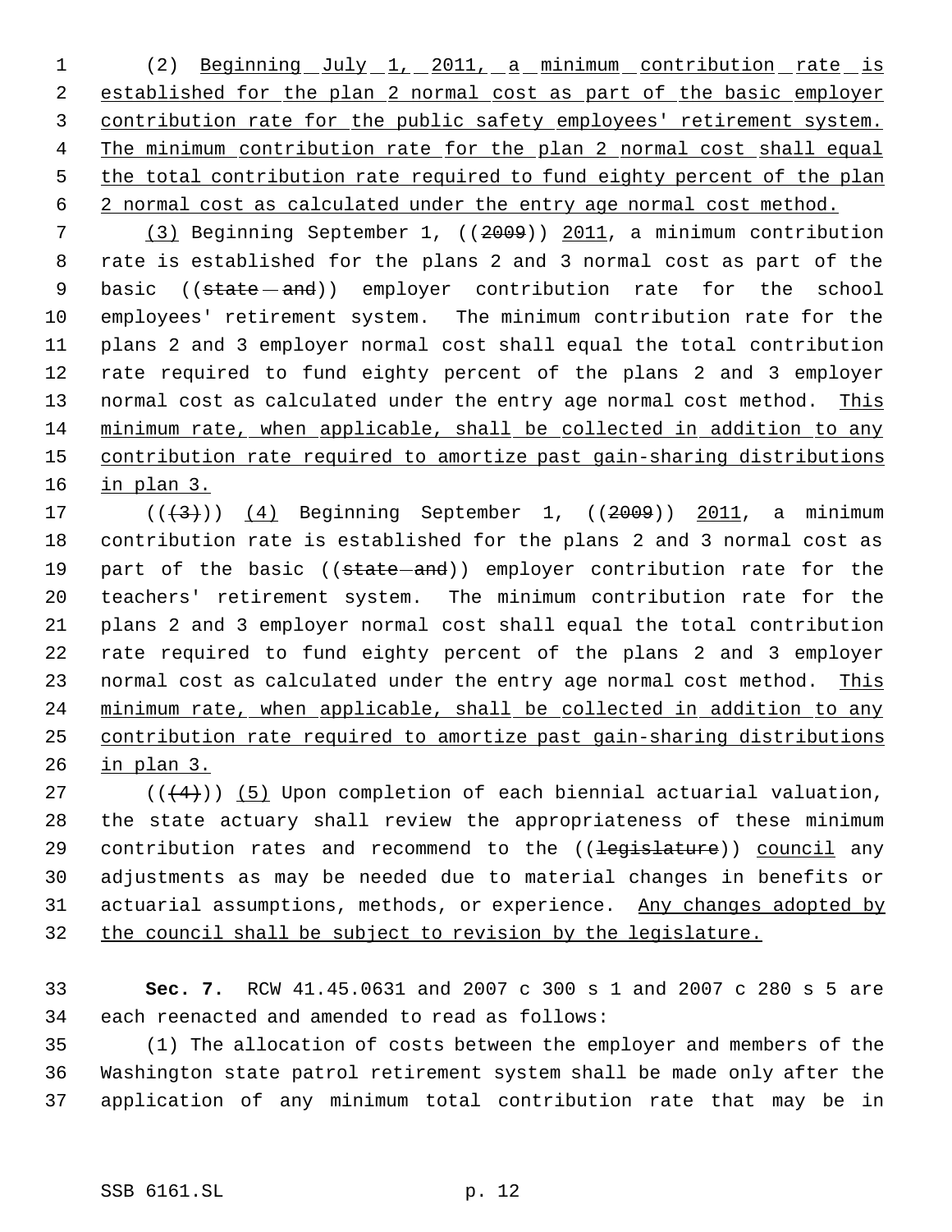(2) <u>Beginning July 1, 2011, a minimum contribution rate is established for the plan 2 normal cost as part of the basic employer contribution rate for the public safety employees' retirement system. The minimum contribution rate for the plan 2 normal cost shall equal the total contribution rate required to fund eighty percent of the plan 2 normal cost as calculated under the entry age normal cost method.</u>

<u>(3)</u> Beginning September 1, ((~~2009~~)) <u>2011</u>, a minimum contribution rate is established for the plans 2 and 3 normal cost as part of the basic ((~~state and~~)) employer contribution rate for the school employees' retirement system. The minimum contribution rate for the plans 2 and 3 employer normal cost shall equal the total contribution rate required to fund eighty percent of the plans 2 and 3 employer normal cost as calculated under the entry age normal cost method. <u>This minimum rate, when applicable, shall be collected in addition to any contribution rate required to amortize past gain-sharing distributions in plan 3.</u>

((~~(3)~~)) <u>(4)</u> Beginning September 1, ((~~2009~~)) <u>2011</u>, a minimum contribution rate is established for the plans 2 and 3 normal cost as part of the basic ((~~state and~~)) employer contribution rate for the teachers' retirement system. The minimum contribution rate for the plans 2 and 3 employer normal cost shall equal the total contribution rate required to fund eighty percent of the plans 2 and 3 employer normal cost as calculated under the entry age normal cost method. <u>This minimum rate, when applicable, shall be collected in addition to any contribution rate required to amortize past gain-sharing distributions in plan 3.</u>

((~~(4)~~)) <u>(5)</u> Upon completion of each biennial actuarial valuation, the state actuary shall review the appropriateness of these minimum contribution rates and recommend to the ((~~legislature~~)) <u>council</u> any adjustments as may be needed due to material changes in benefits or actuarial assumptions, methods, or experience. <u>Any changes adopted by the council shall be subject to revision by the legislature.</u>

**Sec. 7.** RCW 41.45.0631 and 2007 c 300 s 1 and 2007 c 280 s 5 are each reenacted and amended to read as follows:

(1) The allocation of costs between the employer and members of the Washington state patrol retirement system shall be made only after the application of any minimum total contribution rate that may be in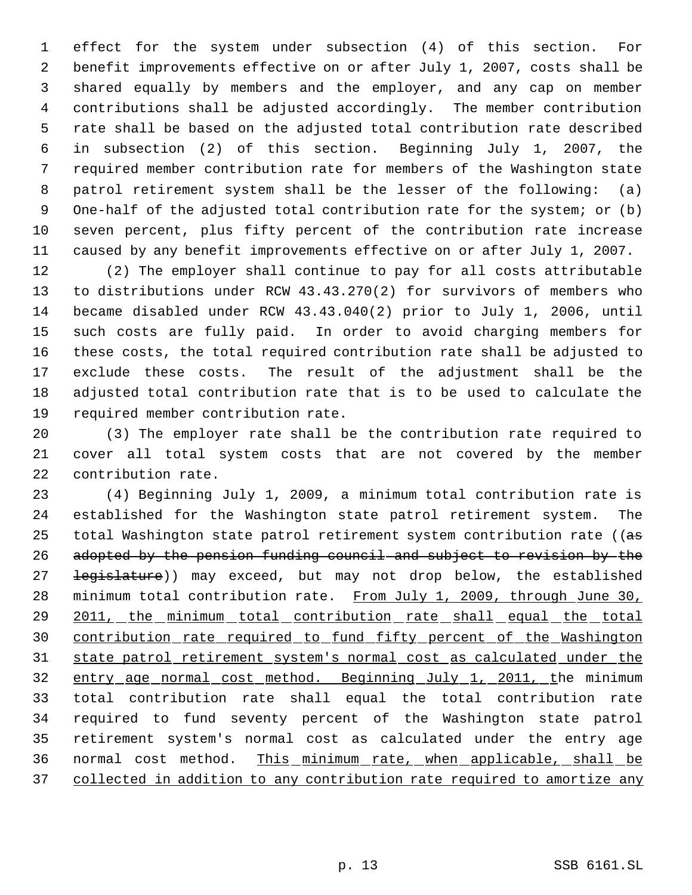effect for the system under subsection (4) of this section. For benefit improvements effective on or after July 1, 2007, costs shall be shared equally by members and the employer, and any cap on member contributions shall be adjusted accordingly. The member contribution rate shall be based on the adjusted total contribution rate described in subsection (2) of this section. Beginning July 1, 2007, the required member contribution rate for members of the Washington state patrol retirement system shall be the lesser of the following: (a) One-half of the adjusted total contribution rate for the system; or (b) seven percent, plus fifty percent of the contribution rate increase caused by any benefit improvements effective on or after July 1, 2007.

(2) The employer shall continue to pay for all costs attributable to distributions under RCW 43.43.270(2) for survivors of members who became disabled under RCW 43.43.040(2) prior to July 1, 2006, until such costs are fully paid. In order to avoid charging members for these costs, the total required contribution rate shall be adjusted to exclude these costs. The result of the adjustment shall be the adjusted total contribution rate that is to be used to calculate the required member contribution rate.

(3) The employer rate shall be the contribution rate required to cover all total system costs that are not covered by the member contribution rate.

(4) Beginning July 1, 2009, a minimum total contribution rate is established for the Washington state patrol retirement system. The total Washington state patrol retirement system contribution rate ((~~as adopted by the pension funding council and subject to revision by the legislature~~)) may exceed, but may not drop below, the established minimum total contribution rate. From July 1, 2009, through June 30, 2011, the minimum total contribution rate shall equal the total contribution rate required to fund fifty percent of the Washington state patrol retirement system's normal cost as calculated under the entry age normal cost method. Beginning July 1, 2011, the minimum total contribution rate shall equal the total contribution rate required to fund seventy percent of the Washington state patrol retirement system's normal cost as calculated under the entry age normal cost method. This minimum rate, when applicable, shall be collected in addition to any contribution rate required to amortize any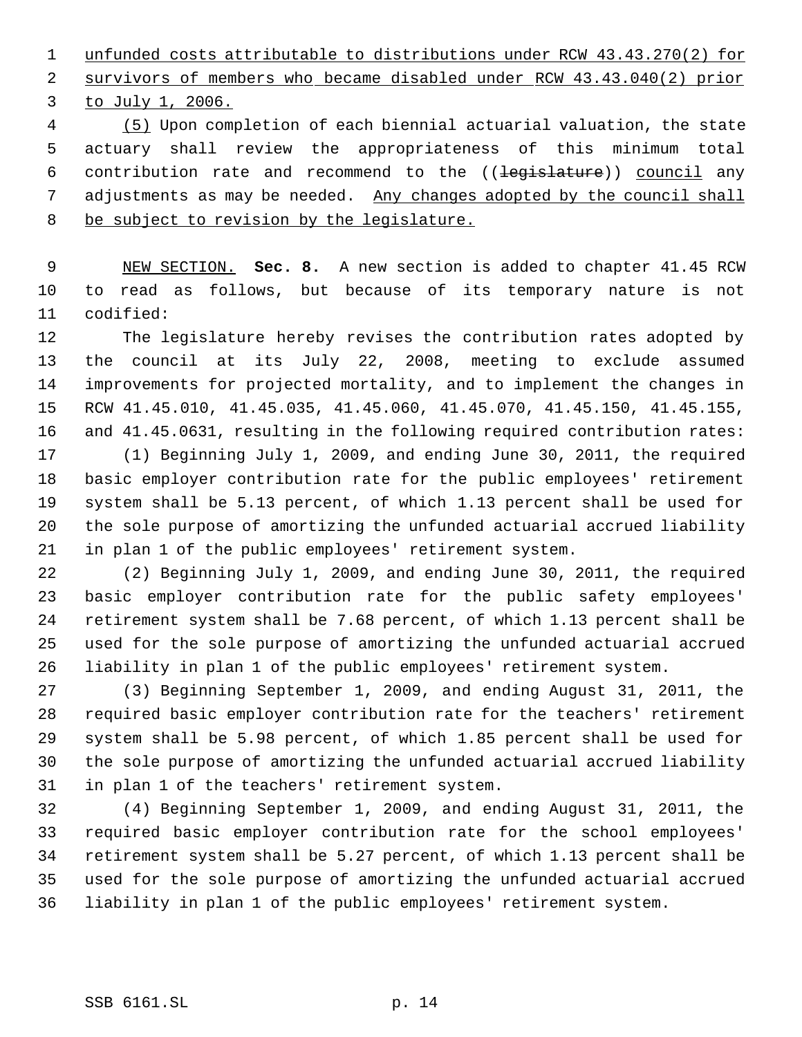unfunded costs attributable to distributions under RCW 43.43.270(2) for survivors of members who became disabled under RCW 43.43.040(2) prior to July 1, 2006.

(5) Upon completion of each biennial actuarial valuation, the state actuary shall review the appropriateness of this minimum total contribution rate and recommend to the ((~~legislature~~)) council any adjustments as may be needed. Any changes adopted by the council shall be subject to revision by the legislature.

NEW SECTION. **Sec. 8.** A new section is added to chapter 41.45 RCW to read as follows, but because of its temporary nature is not codified:

The legislature hereby revises the contribution rates adopted by the council at its July 22, 2008, meeting to exclude assumed improvements for projected mortality, and to implement the changes in RCW 41.45.010, 41.45.035, 41.45.060, 41.45.070, 41.45.150, 41.45.155, and 41.45.0631, resulting in the following required contribution rates:

(1) Beginning July 1, 2009, and ending June 30, 2011, the required basic employer contribution rate for the public employees' retirement system shall be 5.13 percent, of which 1.13 percent shall be used for the sole purpose of amortizing the unfunded actuarial accrued liability in plan 1 of the public employees' retirement system.

(2) Beginning July 1, 2009, and ending June 30, 2011, the required basic employer contribution rate for the public safety employees' retirement system shall be 7.68 percent, of which 1.13 percent shall be used for the sole purpose of amortizing the unfunded actuarial accrued liability in plan 1 of the public employees' retirement system.

(3) Beginning September 1, 2009, and ending August 31, 2011, the required basic employer contribution rate for the teachers' retirement system shall be 5.98 percent, of which 1.85 percent shall be used for the sole purpose of amortizing the unfunded actuarial accrued liability in plan 1 of the teachers' retirement system.

(4) Beginning September 1, 2009, and ending August 31, 2011, the required basic employer contribution rate for the school employees' retirement system shall be 5.27 percent, of which 1.13 percent shall be used for the sole purpose of amortizing the unfunded actuarial accrued liability in plan 1 of the public employees' retirement system.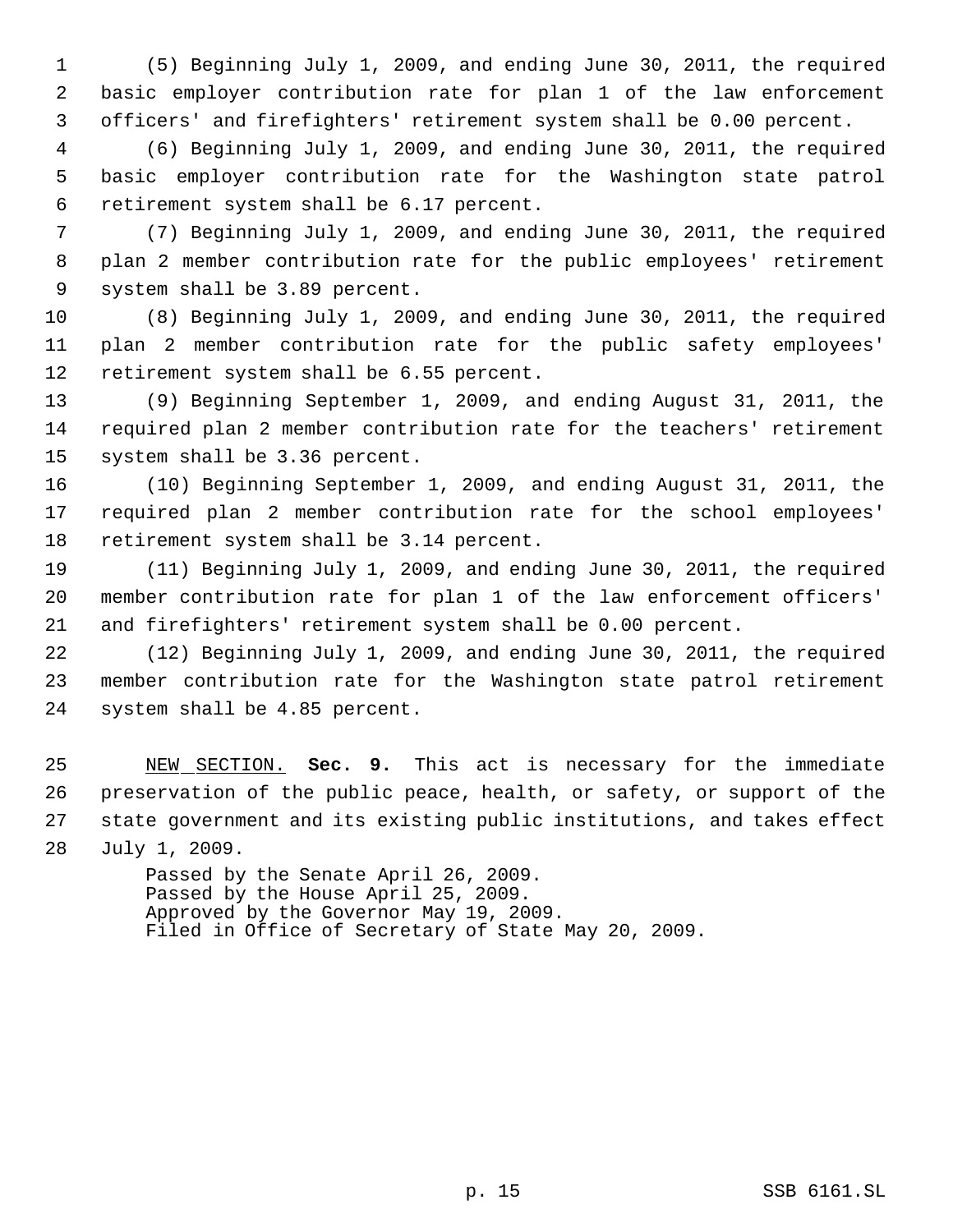(5) Beginning July 1, 2009, and ending June 30, 2011, the required basic employer contribution rate for plan 1 of the law enforcement officers' and firefighters' retirement system shall be 0.00 percent.

(6) Beginning July 1, 2009, and ending June 30, 2011, the required basic employer contribution rate for the Washington state patrol retirement system shall be 6.17 percent.

(7) Beginning July 1, 2009, and ending June 30, 2011, the required plan 2 member contribution rate for the public employees' retirement system shall be 3.89 percent.

(8) Beginning July 1, 2009, and ending June 30, 2011, the required plan 2 member contribution rate for the public safety employees' retirement system shall be 6.55 percent.

(9) Beginning September 1, 2009, and ending August 31, 2011, the required plan 2 member contribution rate for the teachers' retirement system shall be 3.36 percent.

(10) Beginning September 1, 2009, and ending August 31, 2011, the required plan 2 member contribution rate for the school employees' retirement system shall be 3.14 percent.

(11) Beginning July 1, 2009, and ending June 30, 2011, the required member contribution rate for plan 1 of the law enforcement officers' and firefighters' retirement system shall be 0.00 percent.

(12) Beginning July 1, 2009, and ending June 30, 2011, the required member contribution rate for the Washington state patrol retirement system shall be 4.85 percent.

NEW SECTION. **Sec. 9.** This act is necessary for the immediate preservation of the public peace, health, or safety, or support of the state government and its existing public institutions, and takes effect July 1, 2009.

Passed by the Senate April 26, 2009.
Passed by the House April 25, 2009.
Approved by the Governor May 19, 2009.
Filed in Office of Secretary of State May 20, 2009.